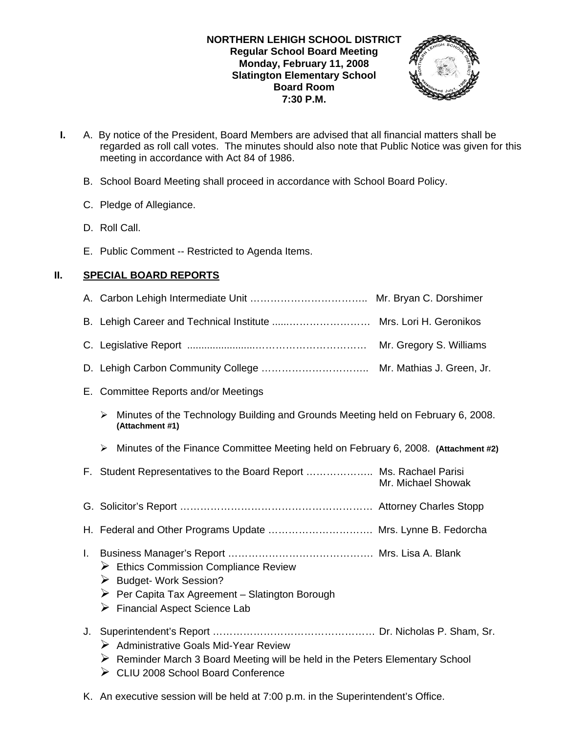**NORTHERN LEHIGH SCHOOL DISTRICT**
**Regular School Board Meeting**
**Monday, February 11, 2008**
**Slatington Elementary School**
**Board Room**
**7:30 P.M.**

**I.** A. By notice of the President, Board Members are advised that all financial matters shall be regarded as roll call votes. The minutes should also note that Public Notice was given for this meeting in accordance with Act 84 of 1986.

B. School Board Meeting shall proceed in accordance with School Board Policy.

C. Pledge of Allegiance.

D. Roll Call.

E. Public Comment -- Restricted to Agenda Items.

## II. SPECIAL BOARD REPORTS

A. Carbon Lehigh Intermediate Unit …………………………….. Mr. Bryan C. Dorshimer

B. Lehigh Career and Technical Institute .....…………………… Mrs. Lori H. Geronikos

C. Legislative Report ......................…………………………… Mr. Gregory S. Williams

D. Lehigh Carbon Community College ………………………….. Mr. Mathias J. Green, Jr.

E. Committee Reports and/or Meetings

- Minutes of the Technology Building and Grounds Meeting held on February 6, 2008. **(Attachment #1)**
- Minutes of the Finance Committee Meeting held on February 6, 2008. **(Attachment #2)**

F. Student Representatives to the Board Report ……………….. Ms. Rachael Parisi
Mr. Michael Showak

G. Solicitor's Report ………………………………………………. Attorney Charles Stopp

H. Federal and Other Programs Update …………………………. Mrs. Lynne B. Fedorcha

I. Business Manager's Report ……………………………………. Mrs. Lisa A. Blank

- Ethics Commission Compliance Review
- Budget- Work Session?
- Per Capita Tax Agreement – Slatington Borough
- Financial Aspect Science Lab

J. Superintendent's Report …………………………………………. Dr. Nicholas P. Sham, Sr.

- Administrative Goals Mid-Year Review
- Reminder March 3 Board Meeting will be held in the Peters Elementary School
- CLIU 2008 School Board Conference

K. An executive session will be held at 7:00 p.m. in the Superintendent's Office.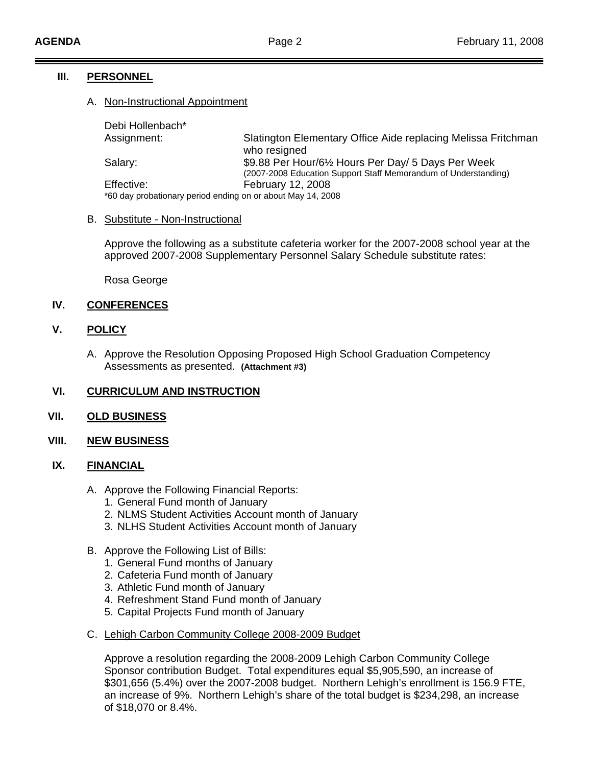## III. PERSONNEL

A. Non-Instructional Appointment

Debi Hollenbach*

| | |
|---|---|
| Assignment: | Slatington Elementary Office Aide replacing Melissa Fritchman who resigned |
| Salary: | \$9.88 Per Hour/6½ Hours Per Day/ 5 Days Per Week (2007-2008 Education Support Staff Memorandum of Understanding) |
| Effective: | February 12, 2008 |

*60 day probationary period ending on or about May 14, 2008

B. Substitute - Non-Instructional

Approve the following as a substitute cafeteria worker for the 2007-2008 school year at the approved 2007-2008 Supplementary Personnel Salary Schedule substitute rates:

Rosa George

## IV. CONFERENCES

## V. POLICY

A. Approve the Resolution Opposing Proposed High School Graduation Competency Assessments as presented. **(Attachment #3)**

## VI. CURRICULUM AND INSTRUCTION

## VII. OLD BUSINESS

## VIII. NEW BUSINESS

## IX. FINANCIAL

A. Approve the Following Financial Reports:
   1. General Fund month of January
   2. NLMS Student Activities Account month of January
   3. NLHS Student Activities Account month of January

B. Approve the Following List of Bills:
   1. General Fund months of January
   2. Cafeteria Fund month of January
   3. Athletic Fund month of January
   4. Refreshment Stand Fund month of January
   5. Capital Projects Fund month of January

C. Lehigh Carbon Community College 2008-2009 Budget

Approve a resolution regarding the 2008-2009 Lehigh Carbon Community College Sponsor contribution Budget. Total expenditures equal \$5,905,590, an increase of \$301,656 (5.4%) over the 2007-2008 budget. Northern Lehigh's enrollment is 156.9 FTE, an increase of 9%. Northern Lehigh's share of the total budget is \$234,298, an increase of \$18,070 or 8.4%.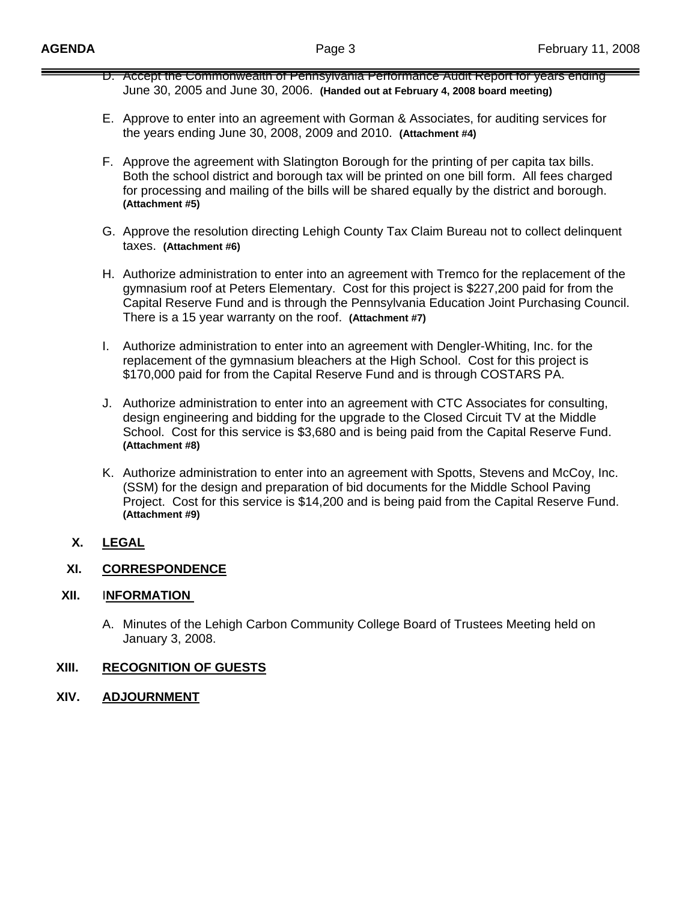D. Accept the Commonwealth of Pennsylvania Performance Audit Report for years ending June 30, 2005 and June 30, 2006. **(Handed out at February 4, 2008 board meeting)**

E. Approve to enter into an agreement with Gorman & Associates, for auditing services for the years ending June 30, 2008, 2009 and 2010. **(Attachment #4)**

F. Approve the agreement with Slatington Borough for the printing of per capita tax bills. Both the school district and borough tax will be printed on one bill form. All fees charged for processing and mailing of the bills will be shared equally by the district and borough. **(Attachment #5)**

G. Approve the resolution directing Lehigh County Tax Claim Bureau not to collect delinquent taxes. **(Attachment #6)**

H. Authorize administration to enter into an agreement with Tremco for the replacement of the gymnasium roof at Peters Elementary. Cost for this project is $227,200 paid for from the Capital Reserve Fund and is through the Pennsylvania Education Joint Purchasing Council. There is a 15 year warranty on the roof. **(Attachment #7)**

I. Authorize administration to enter into an agreement with Dengler-Whiting, Inc. for the replacement of the gymnasium bleachers at the High School. Cost for this project is $170,000 paid for from the Capital Reserve Fund and is through COSTARS PA.

J. Authorize administration to enter into an agreement with CTC Associates for consulting, design engineering and bidding for the upgrade to the Closed Circuit TV at the Middle School. Cost for this service is $3,680 and is being paid from the Capital Reserve Fund. **(Attachment #8)**

K. Authorize administration to enter into an agreement with Spotts, Stevens and McCoy, Inc. (SSM) for the design and preparation of bid documents for the Middle School Paving Project. Cost for this service is $14,200 and is being paid from the Capital Reserve Fund. **(Attachment #9)**

## X. LEGAL

## XI. CORRESPONDENCE

## XII. INFORMATION

A. Minutes of the Lehigh Carbon Community College Board of Trustees Meeting held on January 3, 2008.

## XIII. RECOGNITION OF GUESTS

## XIV. ADJOURNMENT